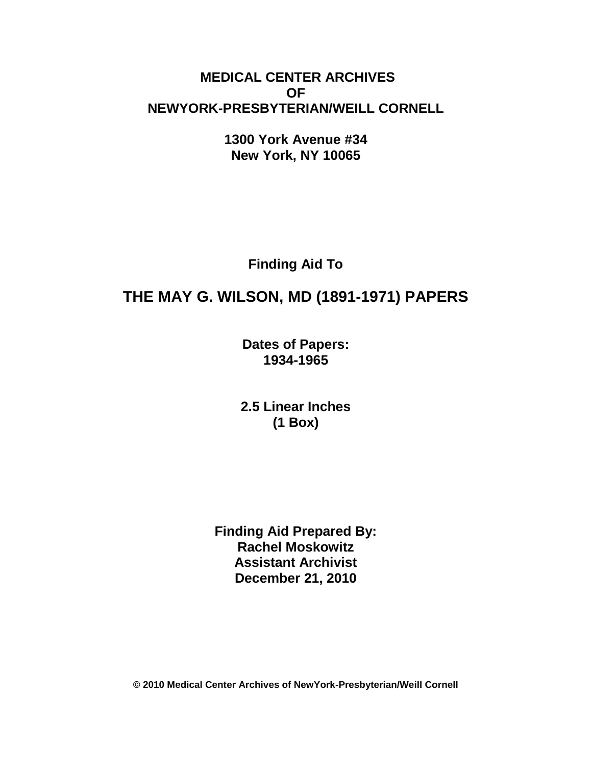**MEDICAL CENTER ARCHIVES**
**OF**
**NEWYORK-PRESBYTERIAN/WEILL CORNELL**

**1300 York Avenue #34**
**New York, NY 10065**

**Finding Aid To**

# THE MAY G. WILSON, MD (1891-1971) PAPERS

**Dates of Papers:**
**1934-1965**

**2.5 Linear Inches**
**(1 Box)**

**Finding Aid Prepared By:**
**Rachel Moskowitz**
**Assistant Archivist**
**December 21, 2010**

**© 2010 Medical Center Archives of NewYork-Presbyterian/Weill Cornell**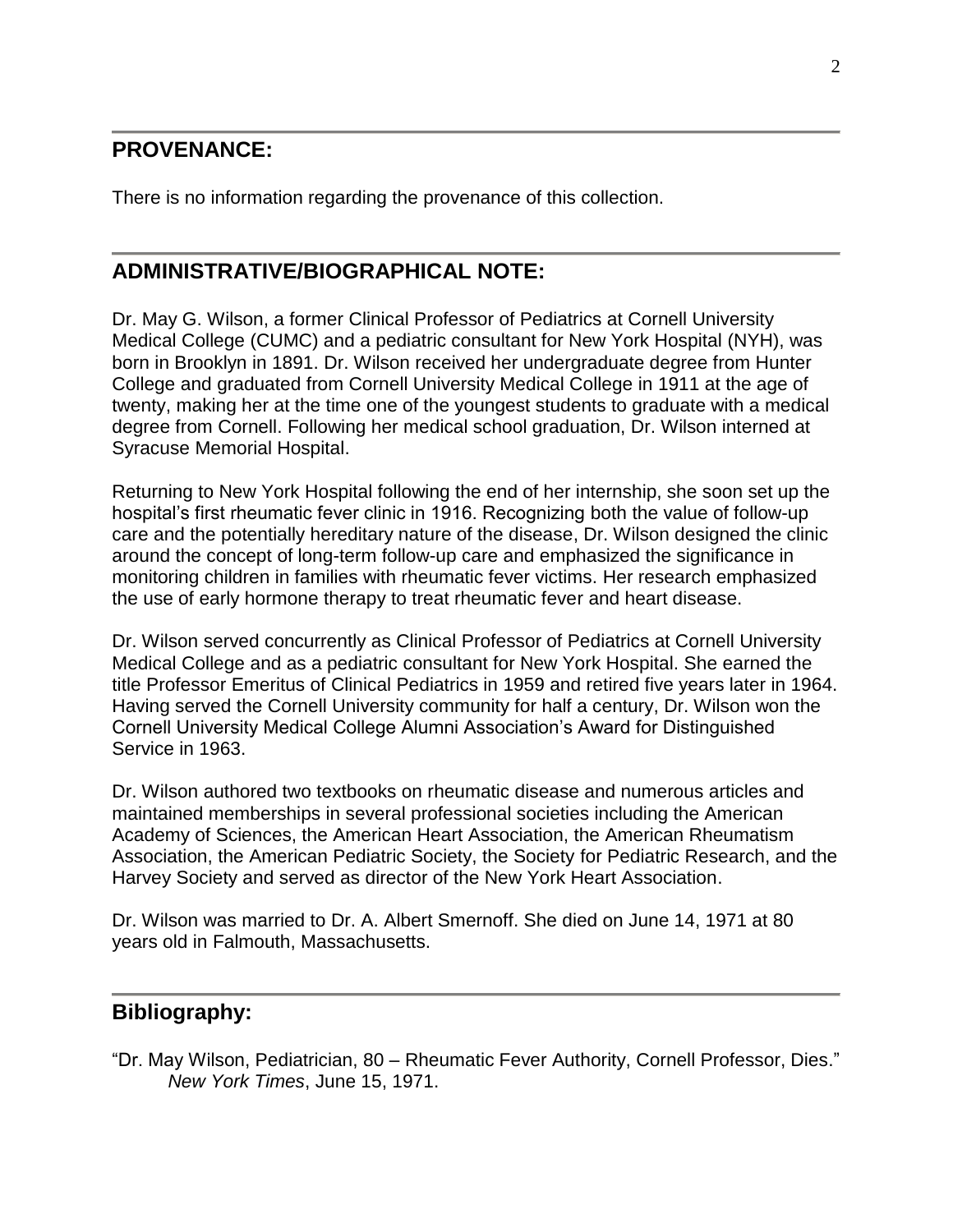## PROVENANCE:

There is no information regarding the provenance of this collection.

## ADMINISTRATIVE/BIOGRAPHICAL NOTE:

Dr. May G. Wilson, a former Clinical Professor of Pediatrics at Cornell University Medical College (CUMC) and a pediatric consultant for New York Hospital (NYH), was born in Brooklyn in 1891. Dr. Wilson received her undergraduate degree from Hunter College and graduated from Cornell University Medical College in 1911 at the age of twenty, making her at the time one of the youngest students to graduate with a medical degree from Cornell. Following her medical school graduation, Dr. Wilson interned at Syracuse Memorial Hospital.

Returning to New York Hospital following the end of her internship, she soon set up the hospital's first rheumatic fever clinic in 1916. Recognizing both the value of follow-up care and the potentially hereditary nature of the disease, Dr. Wilson designed the clinic around the concept of long-term follow-up care and emphasized the significance in monitoring children in families with rheumatic fever victims. Her research emphasized the use of early hormone therapy to treat rheumatic fever and heart disease.

Dr. Wilson served concurrently as Clinical Professor of Pediatrics at Cornell University Medical College and as a pediatric consultant for New York Hospital. She earned the title Professor Emeritus of Clinical Pediatrics in 1959 and retired five years later in 1964. Having served the Cornell University community for half a century, Dr. Wilson won the Cornell University Medical College Alumni Association's Award for Distinguished Service in 1963.

Dr. Wilson authored two textbooks on rheumatic disease and numerous articles and maintained memberships in several professional societies including the American Academy of Sciences, the American Heart Association, the American Rheumatism Association, the American Pediatric Society, the Society for Pediatric Research, and the Harvey Society and served as director of the New York Heart Association.

Dr. Wilson was married to Dr. A. Albert Smernoff. She died on June 14, 1971 at 80 years old in Falmouth, Massachusetts.

## Bibliography:

"Dr. May Wilson, Pediatrician, 80 – Rheumatic Fever Authority, Cornell Professor, Dies." *New York Times*, June 15, 1971.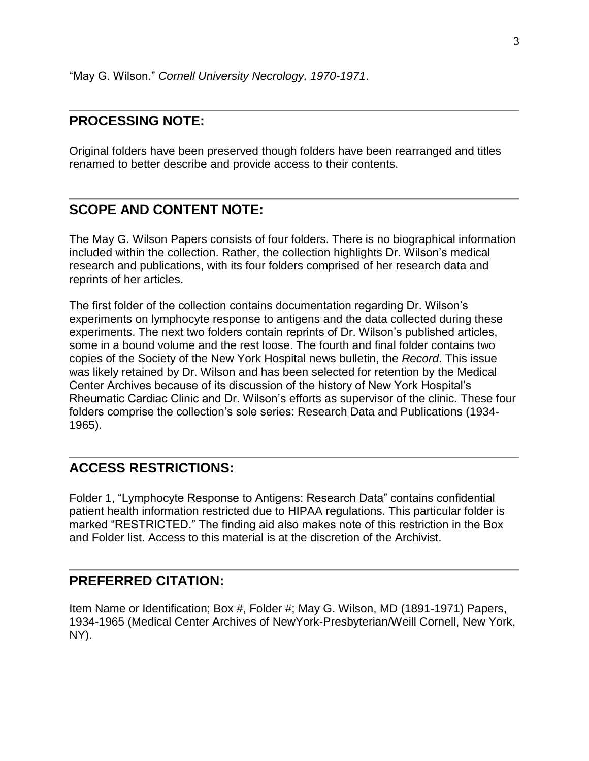"May G. Wilson." *Cornell University Necrology, 1970-1971*.

## PROCESSING NOTE:

Original folders have been preserved though folders have been rearranged and titles renamed to better describe and provide access to their contents.

## SCOPE AND CONTENT NOTE:

The May G. Wilson Papers consists of four folders. There is no biographical information included within the collection. Rather, the collection highlights Dr. Wilson's medical research and publications, with its four folders comprised of her research data and reprints of her articles.

The first folder of the collection contains documentation regarding Dr. Wilson's experiments on lymphocyte response to antigens and the data collected during these experiments. The next two folders contain reprints of Dr. Wilson's published articles, some in a bound volume and the rest loose. The fourth and final folder contains two copies of the Society of the New York Hospital news bulletin, the *Record*. This issue was likely retained by Dr. Wilson and has been selected for retention by the Medical Center Archives because of its discussion of the history of New York Hospital's Rheumatic Cardiac Clinic and Dr. Wilson's efforts as supervisor of the clinic. These four folders comprise the collection's sole series: Research Data and Publications (1934-1965).

## ACCESS RESTRICTIONS:

Folder 1, "Lymphocyte Response to Antigens: Research Data" contains confidential patient health information restricted due to HIPAA regulations. This particular folder is marked "RESTRICTED." The finding aid also makes note of this restriction in the Box and Folder list. Access to this material is at the discretion of the Archivist.

## PREFERRED CITATION:

Item Name or Identification; Box #, Folder #; May G. Wilson, MD (1891-1971) Papers, 1934-1965 (Medical Center Archives of NewYork-Presbyterian/Weill Cornell, New York, NY).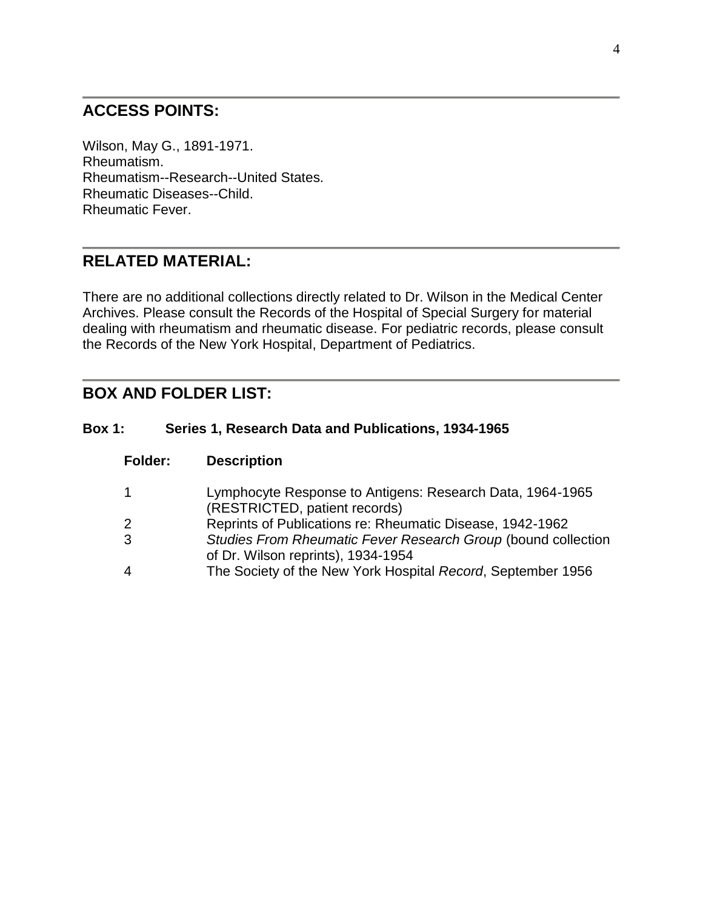## ACCESS POINTS:

Wilson, May G., 1891-1971.
Rheumatism.
Rheumatism--Research--United States.
Rheumatic Diseases--Child.
Rheumatic Fever.

## RELATED MATERIAL:

There are no additional collections directly related to Dr. Wilson in the Medical Center Archives. Please consult the Records of the Hospital of Special Surgery for material dealing with rheumatism and rheumatic disease. For pediatric records, please consult the Records of the New York Hospital, Department of Pediatrics.

## BOX AND FOLDER LIST:

**Box 1: Series 1, Research Data and Publications, 1934-1965**

| **Folder:** | **Description** |
| --- | --- |
| 1 | Lymphocyte Response to Antigens: Research Data, 1964-1965 (RESTRICTED, patient records) |
| 2 | Reprints of Publications re: Rheumatic Disease, 1942-1962 |
| 3 | *Studies From Rheumatic Fever Research Group* (bound collection of Dr. Wilson reprints), 1934-1954 |
| 4 | The Society of the New York Hospital *Record*, September 1956 |